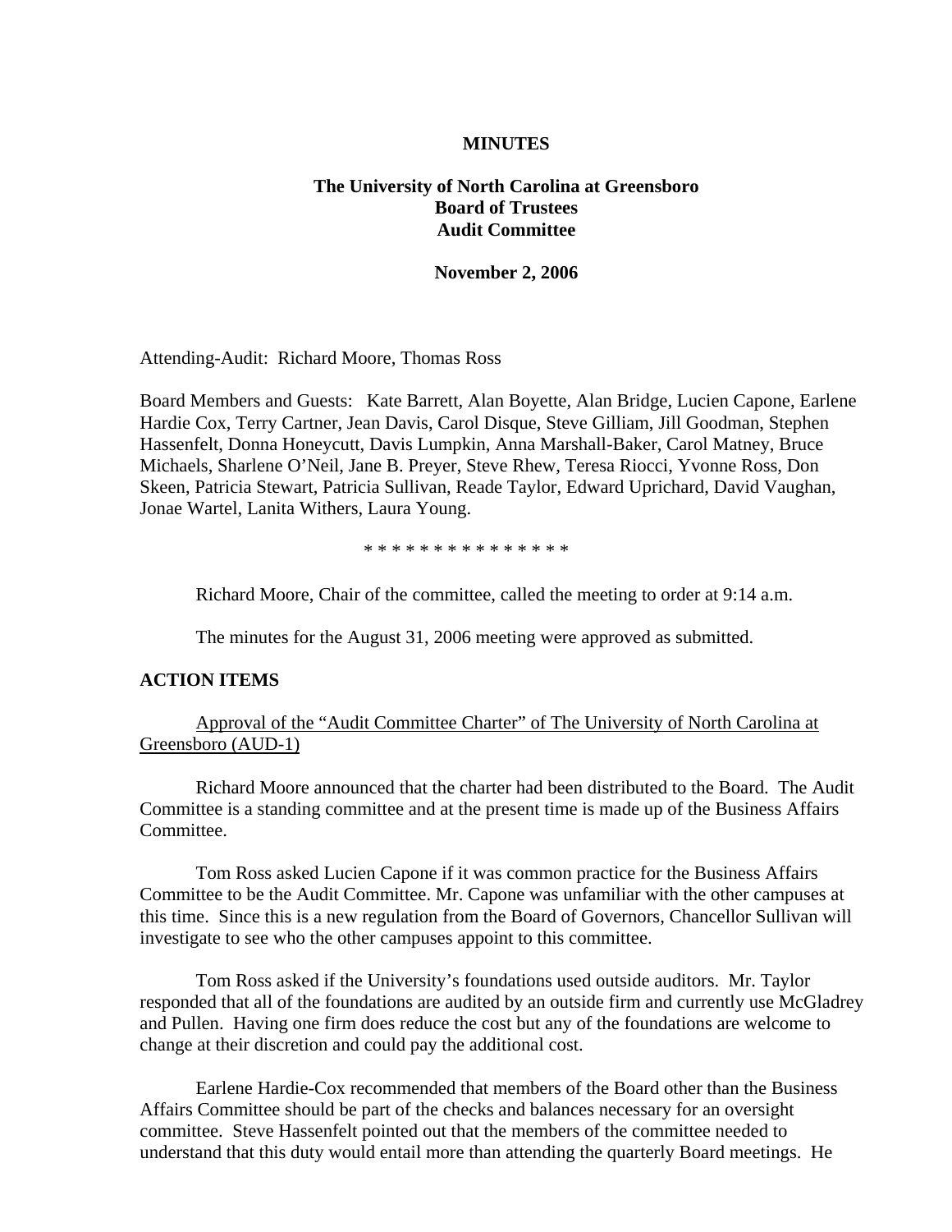**MINUTES**

**The University of North Carolina at Greensboro**
**Board of Trustees**
**Audit Committee**

**November 2, 2006**

Attending-Audit: Richard Moore, Thomas Ross

Board Members and Guests: Kate Barrett, Alan Boyette, Alan Bridge, Lucien Capone, Earlene Hardie Cox, Terry Cartner, Jean Davis, Carol Disque, Steve Gilliam, Jill Goodman, Stephen Hassenfelt, Donna Honeycutt, Davis Lumpkin, Anna Marshall-Baker, Carol Matney, Bruce Michaels, Sharlene O'Neil, Jane B. Preyer, Steve Rhew, Teresa Riocci, Yvonne Ross, Don Skeen, Patricia Stewart, Patricia Sullivan, Reade Taylor, Edward Uprichard, David Vaughan, Jonae Wartel, Lanita Withers, Laura Young.

* * * * * * * * * * * * * * *

Richard Moore, Chair of the committee, called the meeting to order at 9:14 a.m.

The minutes for the August 31, 2006 meeting were approved as submitted.

**ACTION ITEMS**

Approval of the "Audit Committee Charter" of The University of North Carolina at Greensboro (AUD-1)

Richard Moore announced that the charter had been distributed to the Board. The Audit Committee is a standing committee and at the present time is made up of the Business Affairs Committee.

Tom Ross asked Lucien Capone if it was common practice for the Business Affairs Committee to be the Audit Committee. Mr. Capone was unfamiliar with the other campuses at this time. Since this is a new regulation from the Board of Governors, Chancellor Sullivan will investigate to see who the other campuses appoint to this committee.

Tom Ross asked if the University's foundations used outside auditors. Mr. Taylor responded that all of the foundations are audited by an outside firm and currently use McGladrey and Pullen. Having one firm does reduce the cost but any of the foundations are welcome to change at their discretion and could pay the additional cost.

Earlene Hardie-Cox recommended that members of the Board other than the Business Affairs Committee should be part of the checks and balances necessary for an oversight committee. Steve Hassenfelt pointed out that the members of the committee needed to understand that this duty would entail more than attending the quarterly Board meetings. He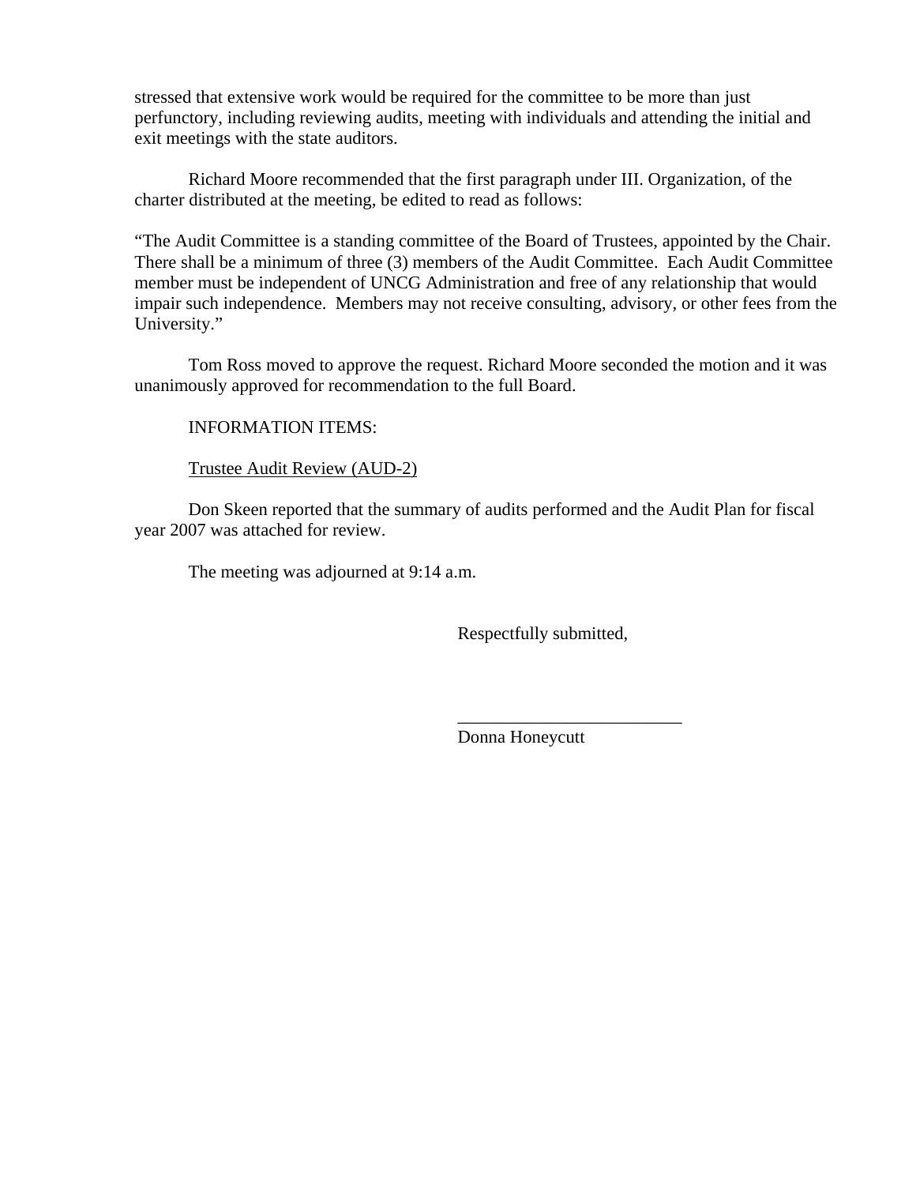stressed that extensive work would be required for the committee to be more than just perfunctory, including reviewing audits, meeting with individuals and attending the initial and exit meetings with the state auditors.

Richard Moore recommended that the first paragraph under III. Organization, of the charter distributed at the meeting, be edited to read as follows:

"The Audit Committee is a standing committee of the Board of Trustees, appointed by the Chair. There shall be a minimum of three (3) members of the Audit Committee. Each Audit Committee member must be independent of UNCG Administration and free of any relationship that would impair such independence. Members may not receive consulting, advisory, or other fees from the University."

Tom Ross moved to approve the request. Richard Moore seconded the motion and it was unanimously approved for recommendation to the full Board.

INFORMATION ITEMS:

<u>Trustee Audit Review (AUD-2)</u>

Don Skeen reported that the summary of audits performed and the Audit Plan for fiscal year 2007 was attached for review.

The meeting was adjourned at 9:14 a.m.

Respectfully submitted,

_________________________

Donna Honeycutt